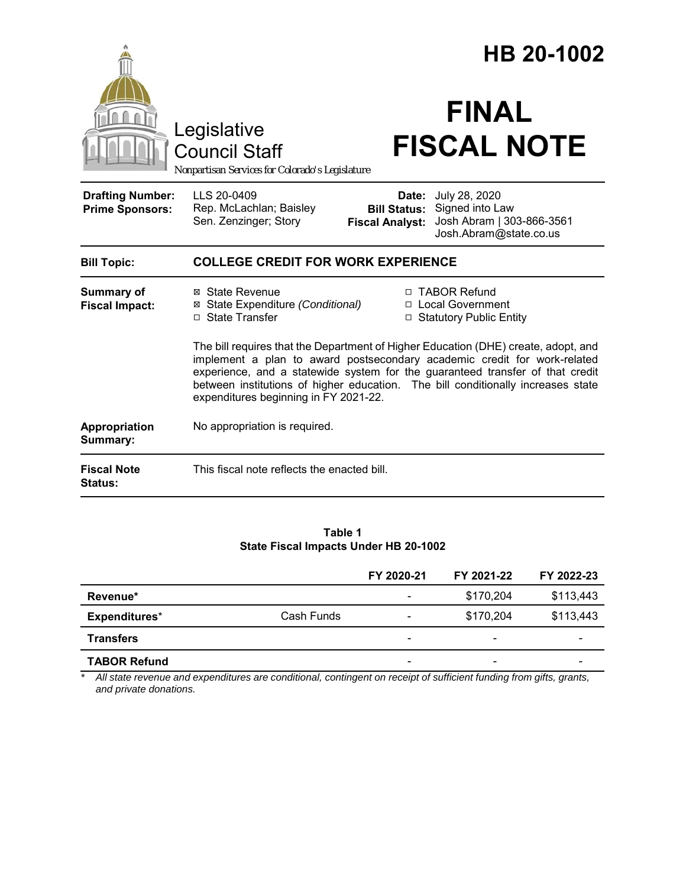# HB 20-1002

Legislative Council Staff

*Nonpartisan Services for Colorado's Legislature*

# FINAL FISCAL NOTE

| | | | |
|---|---|---|---|
| **Drafting Number:** | LLS 20-0409 | **Date:** | July 28, 2020 |
| **Prime Sponsors:** | Rep. McLachlan; Baisley<br>Sen. Zenzinger; Story | **Bill Status:** | Signed into Law |
| | | **Fiscal Analyst:** | Josh Abram \| 303-866-3561<br>Josh.Abram@state.co.us |

| | |
|---|---|
| **Bill Topic:** | **COLLEGE CREDIT FOR WORK EXPERIENCE** |

**Summary of Fiscal Impact:**

- ☒ State Revenue
- ☒ State Expenditure *(Conditional)*
- ☐ State Transfer
- ☐ TABOR Refund
- ☐ Local Government
- ☐ Statutory Public Entity

The bill requires that the Department of Higher Education (DHE) create, adopt, and implement a plan to award postsecondary academic credit for work-related experience, and a statewide system for the guaranteed transfer of that credit between institutions of higher education. The bill conditionally increases state expenditures beginning in FY 2021-22.

**Appropriation Summary:** No appropriation is required.

**Fiscal Note Status:** This fiscal note reflects the enacted bill.

**Table 1**
**State Fiscal Impacts Under HB 20-1002**

| | | FY 2020-21 | FY 2021-22 | FY 2022-23 |
|---|---|---|---|---|
| **Revenue*** | | - | $170,204 | $113,443 |
| **Expenditures*** | Cash Funds | - | $170,204 | $113,443 |
| **Transfers** | | - | - | - |
| **TABOR Refund** | | - | - | - |

\* *All state revenue and expenditures are conditional, contingent on receipt of sufficient funding from gifts, grants, and private donations.*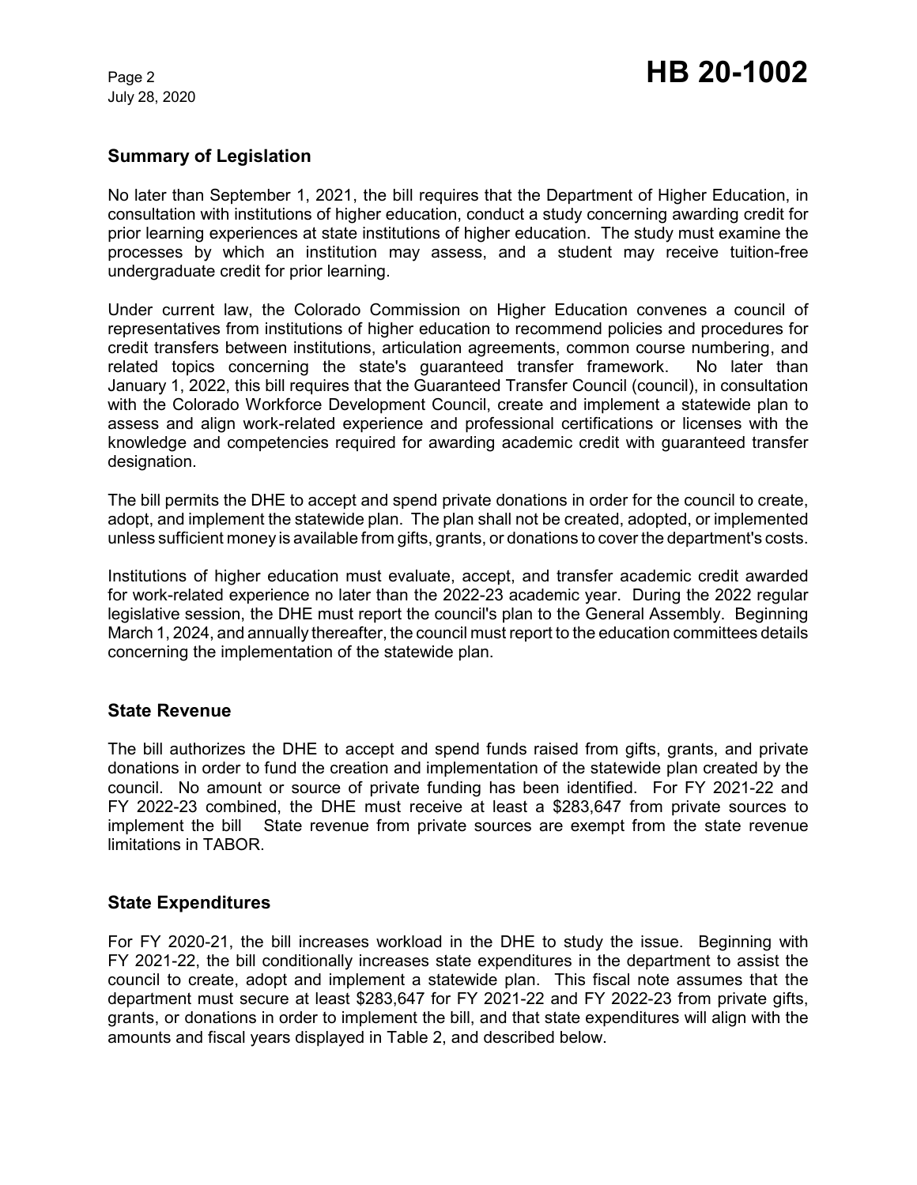## Summary of Legislation

No later than September 1, 2021, the bill requires that the Department of Higher Education, in consultation with institutions of higher education, conduct a study concerning awarding credit for prior learning experiences at state institutions of higher education. The study must examine the processes by which an institution may assess, and a student may receive tuition-free undergraduate credit for prior learning.

Under current law, the Colorado Commission on Higher Education convenes a council of representatives from institutions of higher education to recommend policies and procedures for credit transfers between institutions, articulation agreements, common course numbering, and related topics concerning the state's guaranteed transfer framework. No later than January 1, 2022, this bill requires that the Guaranteed Transfer Council (council), in consultation with the Colorado Workforce Development Council, create and implement a statewide plan to assess and align work-related experience and professional certifications or licenses with the knowledge and competencies required for awarding academic credit with guaranteed transfer designation.

The bill permits the DHE to accept and spend private donations in order for the council to create, adopt, and implement the statewide plan. The plan shall not be created, adopted, or implemented unless sufficient money is available from gifts, grants, or donations to cover the department's costs.

Institutions of higher education must evaluate, accept, and transfer academic credit awarded for work-related experience no later than the 2022-23 academic year. During the 2022 regular legislative session, the DHE must report the council's plan to the General Assembly. Beginning March 1, 2024, and annually thereafter, the council must report to the education committees details concerning the implementation of the statewide plan.

## State Revenue

The bill authorizes the DHE to accept and spend funds raised from gifts, grants, and private donations in order to fund the creation and implementation of the statewide plan created by the council. No amount or source of private funding has been identified. For FY 2021-22 and FY 2022-23 combined, the DHE must receive at least a $283,647 from private sources to implement the bill State revenue from private sources are exempt from the state revenue limitations in TABOR.

## State Expenditures

For FY 2020-21, the bill increases workload in the DHE to study the issue. Beginning with FY 2021-22, the bill conditionally increases state expenditures in the department to assist the council to create, adopt and implement a statewide plan. This fiscal note assumes that the department must secure at least $283,647 for FY 2021-22 and FY 2022-23 from private gifts, grants, or donations in order to implement the bill, and that state expenditures will align with the amounts and fiscal years displayed in Table 2, and described below.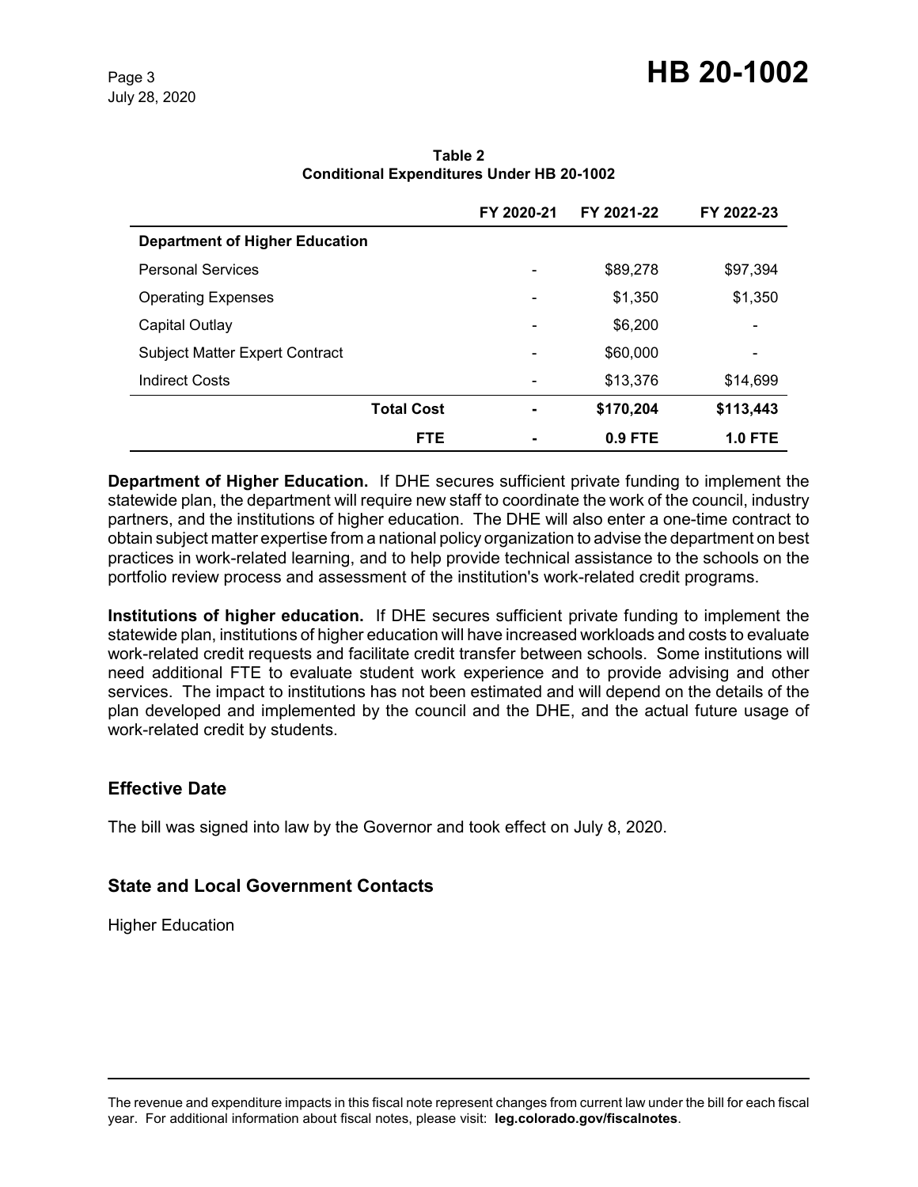**Table 2**
**Conditional Expenditures Under HB 20-1002**

| | FY 2020-21 | FY 2021-22 | FY 2022-23 |
|---|---|---|---|
| **Department of Higher Education** | | | |
| Personal Services | - | $89,278 | $97,394 |
| Operating Expenses | - | $1,350 | $1,350 |
| Capital Outlay | - | $6,200 | - |
| Subject Matter Expert Contract | - | $60,000 | - |
| Indirect Costs | - | $13,376 | $14,699 |
| **Total Cost** | **-** | **$170,204** | **$113,443** |
| **FTE** | **-** | **0.9 FTE** | **1.0 FTE** |

**Department of Higher Education.** If DHE secures sufficient private funding to implement the statewide plan, the department will require new staff to coordinate the work of the council, industry partners, and the institutions of higher education. The DHE will also enter a one-time contract to obtain subject matter expertise from a national policy organization to advise the department on best practices in work-related learning, and to help provide technical assistance to the schools on the portfolio review process and assessment of the institution's work-related credit programs.

**Institutions of higher education.** If DHE secures sufficient private funding to implement the statewide plan, institutions of higher education will have increased workloads and costs to evaluate work-related credit requests and facilitate credit transfer between schools. Some institutions will need additional FTE to evaluate student work experience and to provide advising and other services. The impact to institutions has not been estimated and will depend on the details of the plan developed and implemented by the council and the DHE, and the actual future usage of work-related credit by students.

## Effective Date

The bill was signed into law by the Governor and took effect on July 8, 2020.

## State and Local Government Contacts

Higher Education

The revenue and expenditure impacts in this fiscal note represent changes from current law under the bill for each fiscal year. For additional information about fiscal notes, please visit: **leg.colorado.gov/fiscalnotes**.